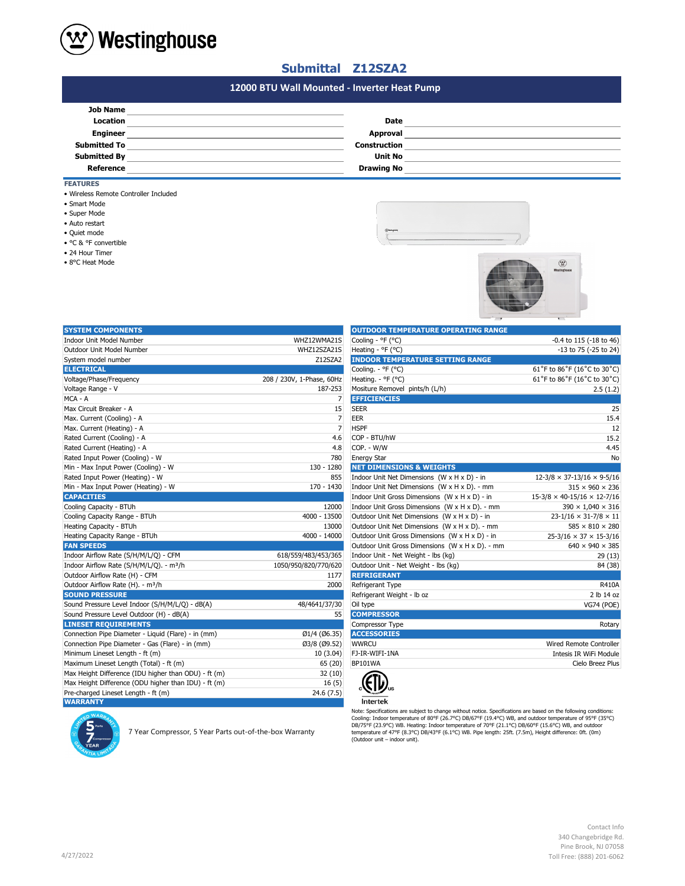Westinghouse

# Submittal Z12SZA2

## 12000 BTU Wall Mounted - Inverter Heat Pump

| | | | |
|---|---|---|---|
| **Job Name** | | | |
| **Location** | | **Date** | |
| **Engineer** | | **Approval** | |
| **Submitted To** | | **Construction** | |
| **Submitted By** | | **Unit No** | |
| **Reference** | | **Drawing No** | |

### FEATURES

- Wireless Remote Controller Included
- Smart Mode
- Super Mode
- Auto restart
- Quiet mode
- °C & °F convertible
- 24 Hour Timer
- 8°C Heat Mode

| **SYSTEM COMPONENTS** | |
|---|---|
| Indoor Unit Model Number | WHZ12WMA21S |
| Outdoor Unit Model Number | WHZ12SZA21S |
| System model number | Z12SZA2 |
| **ELECTRICAL** | |
| Voltage/Phase/Frequency | 208 / 230V, 1-Phase, 60Hz |
| Voltage Range - V | 187-253 |
| MCA - A | 7 |
| Max Circuit Breaker - A | 15 |
| Max. Current (Cooling) - A | 7 |
| Max. Current (Heating) - A | 7 |
| Rated Current (Cooling) - A | 4.6 |
| Rated Current (Heating) - A | 4.8 |
| Rated Input Power (Cooling) - W | 780 |
| Min - Max Input Power (Cooling) - W | 130 - 1280 |
| Rated Input Power (Heating) - W | 855 |
| Min - Max Input Power (Heating) - W | 170 - 1430 |
| **CAPACITIES** | |
| Cooling Capacity - BTUh | 12000 |
| Cooling Capacity Range - BTUh | 4000 - 13500 |
| Heating Capacity - BTUh | 13000 |
| Heating Capacity Range - BTUh | 4000 - 14000 |
| **FAN SPEEDS** | |
| Indoor Airflow Rate (S/H/M/L/Q) - CFM | 618/559/483/453/365 |
| Indoor Airflow Rate (S/H/M/L/Q). - m³/h | 1050/950/820/770/620 |
| Outdoor Airflow Rate (H) - CFM | 1177 |
| Outdoor Airflow Rate (H). - m³/h | 2000 |
| **SOUND PRESSURE** | |
| Sound Pressure Level Indoor (S/H/M/L/Q) - dB(A) | 48/4641/37/30 |
| Sound Pressure Level Outdoor (H) - dB(A) | 55 |
| **LINESET REQUIREMENTS** | |
| Connection Pipe Diameter - Liquid (Flare) - in (mm) | Ø1/4 (Ø6.35) |
| Connection Pipe Diameter - Gas (Flare) - in (mm) | Ø3/8 (Ø9.52) |
| Minimum Lineset Length - ft (m) | 10 (3.04) |
| Maximum Lineset Length (Total) - ft (m) | 65 (20) |
| Max Height Difference (IDU higher than ODU) - ft (m) | 32 (10) |
| Max Height Difference (ODU higher than IDU) - ft (m) | 16 (5) |
| Pre-charged Lineset Length - ft (m) | 24.6 (7.5) |
| **WARRANTY** | |

7 Year Compressor, 5 Year Parts out-of-the-box Warranty

| **OUTDOOR TEMPERATURE OPERATING RANGE** | |
|---|---|
| Cooling - °F (°C) | -0.4 to 115 (-18 to 46) |
| Heating - °F (°C) | -13 to 75 (-25 to 24) |
| **INDOOR TEMPERATURE SETTING RANGE** | |
| Cooling. - °F (°C) | 61˚F to 86˚F (16˚C to 30˚C) |
| Heating. - °F (°C) | 61˚F to 86˚F (16˚C to 30˚C) |
| Mositure Removel pints/h (L/h) | 2.5 (1.2) |
| **EFFICIENCIES** | |
| SEER | 25 |
| EER | 15.4 |
| HSPF | 12 |
| COP - BTU/hW | 15.2 |
| COP. - W/W | 4.45 |
| Energy Star | No |
| **NET DIMENSIONS & WEIGHTS** | |
| Indoor Unit Net Dimensions (W x H x D) - in | 12-3/8 × 37-13/16 × 9-5/16 |
| Indoor Unit Net Dimensions (W x H x D). - mm | 315 × 960 × 236 |
| Indoor Unit Gross Dimensions (W x H x D) - in | 15-3/8 × 40-15/16 × 12-7/16 |
| Indoor Unit Gross Dimensions (W x H x D). - mm | 390 × 1,040 × 316 |
| Outdoor Unit Net Dimensions (W x H x D) - in | 23-1/16 × 31-7/8 × 11 |
| Outdoor Unit Net Dimensions (W x H x D). - mm | 585 × 810 × 280 |
| Outdoor Unit Gross Dimensions (W x H x D) - in | 25-3/16 × 37 × 15-3/16 |
| Outdoor Unit Gross Dimensions (W x H x D). - mm | 640 × 940 × 385 |
| Indoor Unit - Net Weight - lbs (kg) | 29 (13) |
| Outdoor Unit - Net Weight - lbs (kg) | 84 (38) |
| **REFRIGERANT** | |
| Refrigerant Type | R410A |
| Refrigerant Weight - lb oz | 2 lb 14 oz |
| Oil type | VG74 (POE) |
| **COMPRESSOR** | |
| Compressor Type | Rotary |
| **ACCESSORIES** | |
| WWRCU | Wired Remote Controller |
| FJ-IR-WIFI-1NA | Intesis IR WiFi Module |
| BP101WA | Cielo Breez Plus |

Intertek

Note: Specifications are subject to change without notice. Specifications are based on the following conditions: Cooling: Indoor temperature of 80ºF (26.7ºC) DB/67ºF (19.4ºC) WB, and outdoor temperature of 95ºF (35ºC) DB/75ºF (23.9ºC) WB. Heating: Indoor temperature of 70ºF (21.1ºC) DB/60ºF (15.6ºC) WB, and outdoor temperature of 47ºF (8.3ºC) DB/43ºF (6.1ºC) WB. Pipe length: 25ft. (7.5m), Height difference: 0ft. (0m) (Outdoor unit – indoor unit).

4/27/2022

Contact Info
340 Changebridge Rd.
Pine Brook, NJ 07058
Toll Free: (888) 201-6062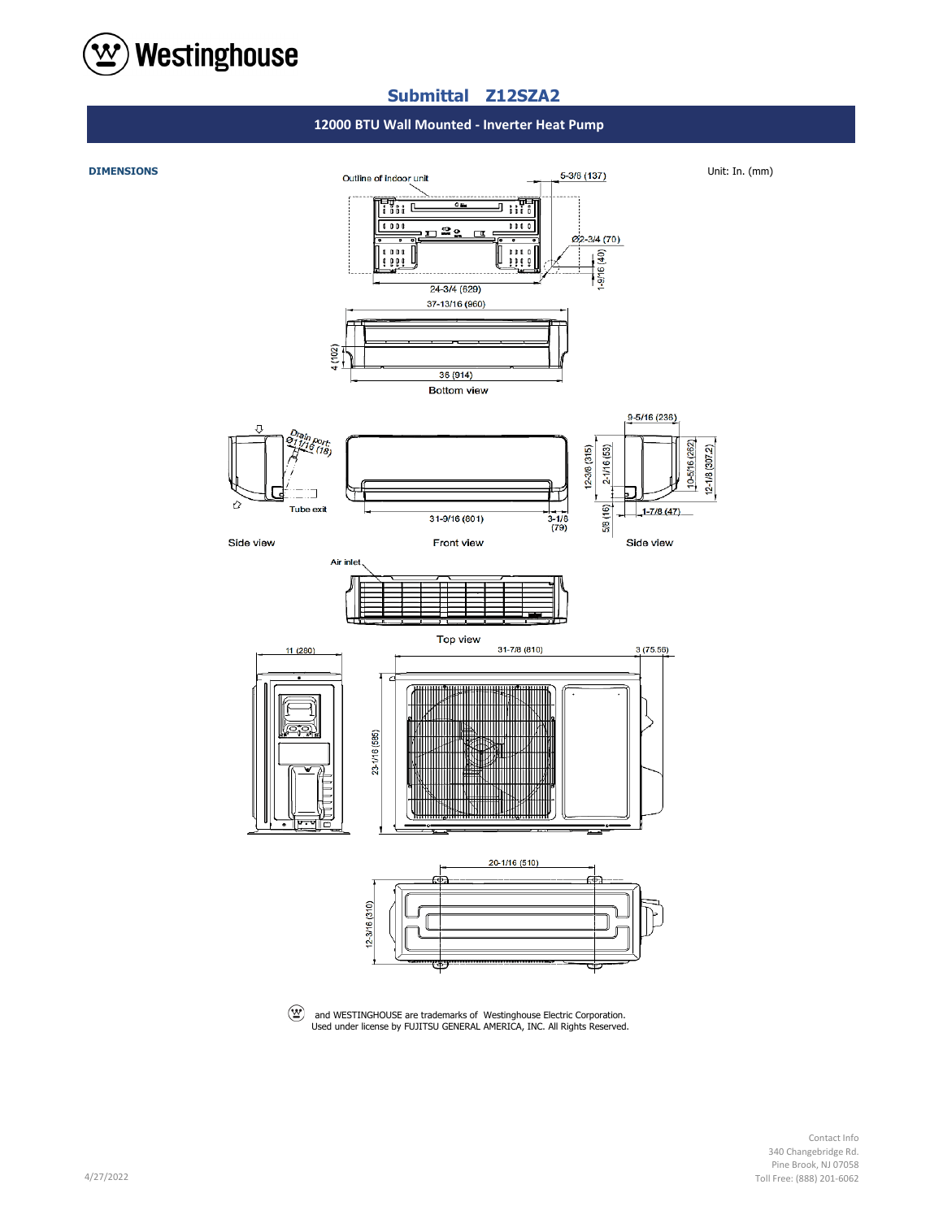# Submittal Z12SZA2

## 12000 BTU Wall Mounted - Inverter Heat Pump

**DIMENSIONS**

Unit: In. (mm)

Outline of indoor unit

5-3/8 (137)

Ø2-3/4 (70)

1-9/16 (40)

24-3/4 (629)

37-13/16 (960)

4 (102)

36 (914)

Bottom view

9-5/16 (236)

Drain port Ø11/16 (18)

Tube exit

12-3/8 (315)

2-1/16 (53)

10-5/16 (262)

12-1/8 (307.2)

5/8 (16)

1-7/8 (47)

31-9/16 (801)

3-1/8 (79)

Side view

Front view

Side view

Air inlet

Top view

11 (280)

31-7/8 (810)

3 (75.56)

23-1/16 (585)

20-1/16 (510)

12-3/16 (310)

and WESTINGHOUSE are trademarks of Westinghouse Electric Corporation.
Used under license by FUJITSU GENERAL AMERICA, INC. All Rights Reserved.

4/27/2022

Contact Info
340 Changebridge Rd.
Pine Brook, NJ 07058
Toll Free: (888) 201-6062